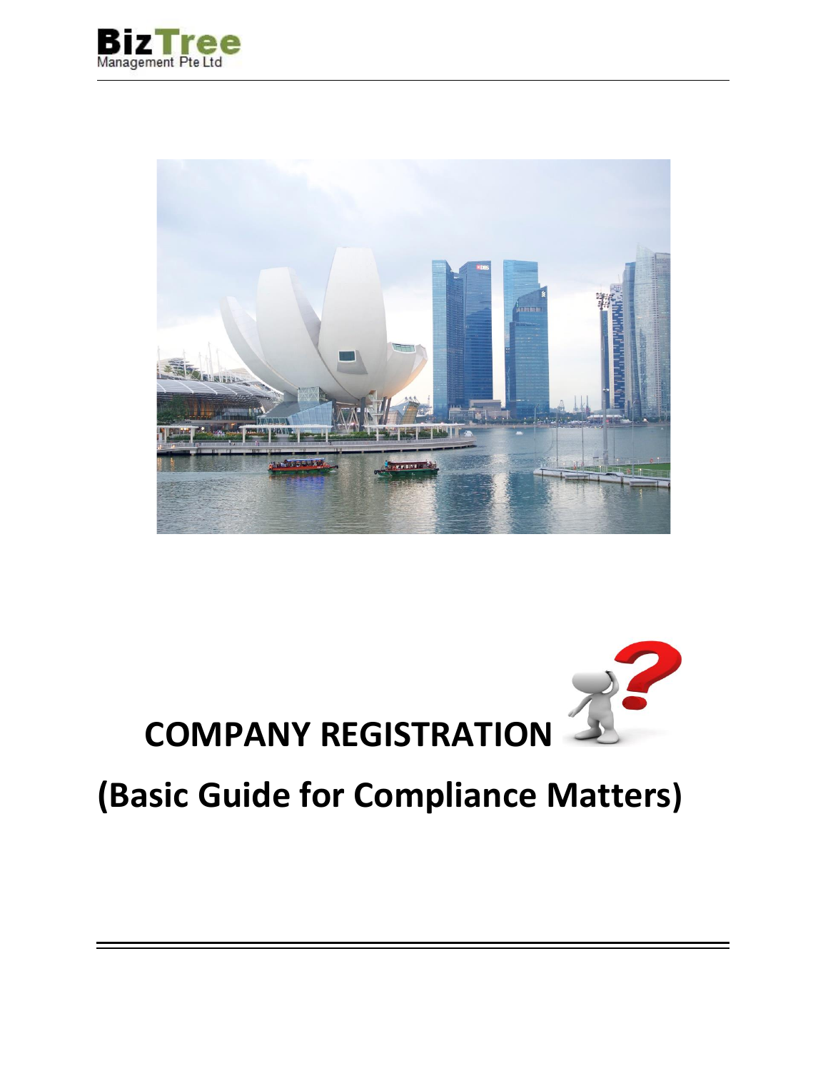BizTree
Management Pte Ltd

# COMPANY REGISTRATION

# (Basic Guide for Compliance Matters)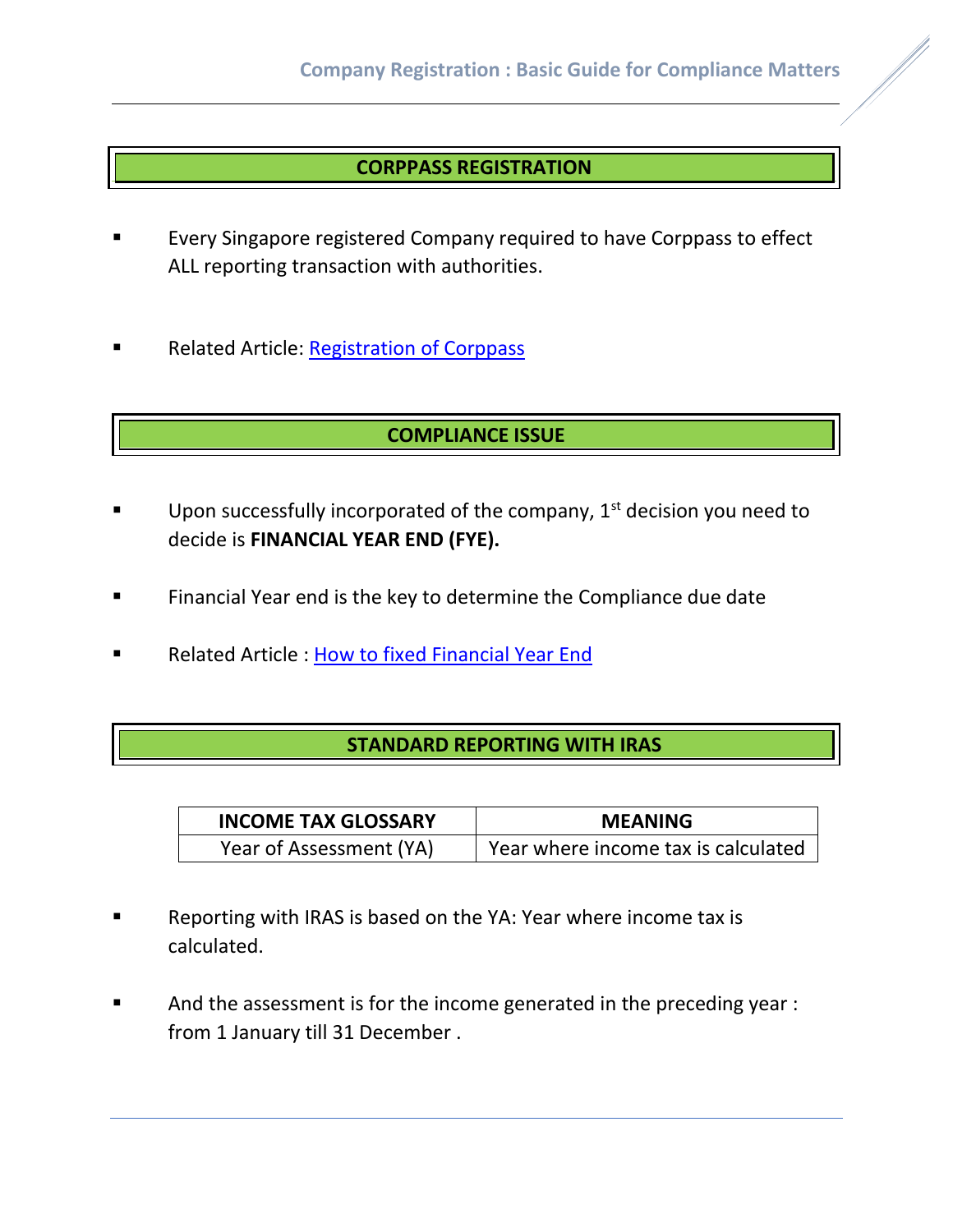## CORPPASS REGISTRATION

- Every Singapore registered Company required to have Corppass to effect ALL reporting transaction with authorities.

- Related Article: Registration of Corppass

## COMPLIANCE ISSUE

- Upon successfully incorporated of the company, 1st decision you need to decide is **FINANCIAL YEAR END (FYE).**

- Financial Year end is the key to determine the Compliance due date

- Related Article : How to fixed Financial Year End

## STANDARD REPORTING WITH IRAS

| INCOME TAX GLOSSARY | MEANING |
| --- | --- |
| Year of Assessment (YA) | Year where income tax is calculated |

- Reporting with IRAS is based on the YA: Year where income tax is calculated.

- And the assessment is for the income generated in the preceding year : from 1 January till 31 December .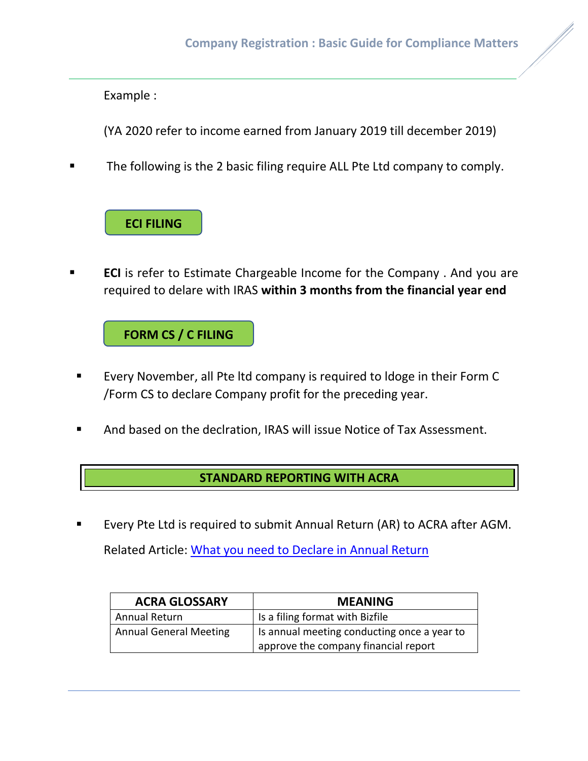Example :

(YA 2020 refer to income earned from January 2019 till december 2019)

- The following is the 2 basic filing require ALL Pte Ltd company to comply.

### ECI FILING

- **ECI** is refer to Estimate Chargeable Income for the Company . And you are required to delare with IRAS **within 3 months from the financial year end**

### FORM CS / C FILING

- Every November, all Pte ltd company is required to ldoge in their Form C /Form CS to declare Company profit for the preceding year.
- And based on the declration, IRAS will issue Notice of Tax Assessment.

## STANDARD REPORTING WITH ACRA

- Every Pte Ltd is required to submit Annual Return (AR) to ACRA after AGM.

  Related Article: [What you need to Declare in Annual Return]

| ACRA GLOSSARY | MEANING |
|---|---|
| Annual Return | Is a filing format with Bizfile |
| Annual General Meeting | Is annual meeting conducting once a year to approve the company financial report |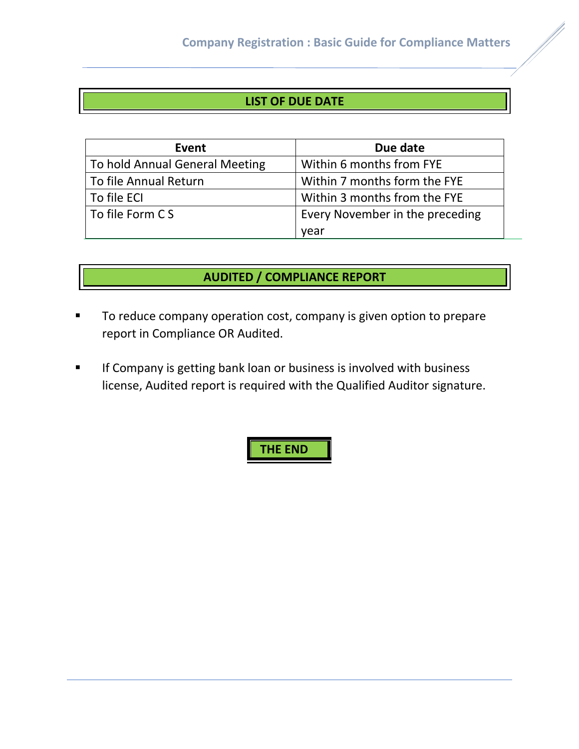## LIST OF DUE DATE

| Event | Due date |
| --- | --- |
| To hold Annual General Meeting | Within 6 months from FYE |
| To file Annual Return | Within 7 months form the FYE |
| To file ECI | Within 3 months from the FYE |
| To file Form C S | Every November in the preceding year |

## AUDITED / COMPLIANCE REPORT

- To reduce company operation cost, company is given option to prepare report in Compliance OR Audited.
- If Company is getting bank loan or business is involved with business license, Audited report is required with the Qualified Auditor signature.

**THE END**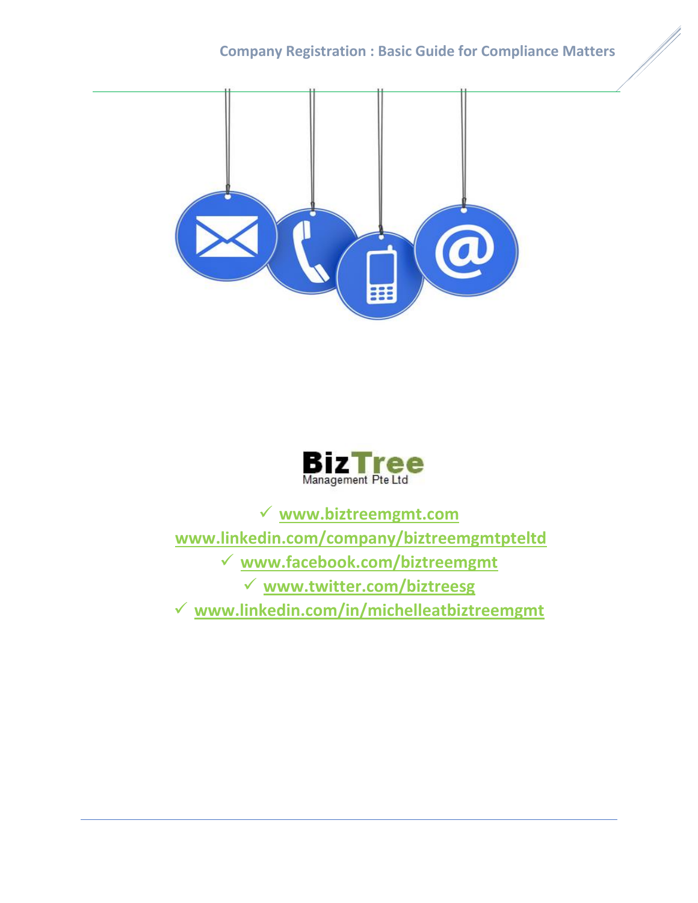BizTree
Management Pte Ltd

- ✓ www.biztreemgmt.com
- www.linkedin.com/company/biztreemgmtpteltd
- ✓ www.facebook.com/biztreemgmt
- ✓ www.twitter.com/biztreesg
- ✓ www.linkedin.com/in/michelleatbiztreemgmt